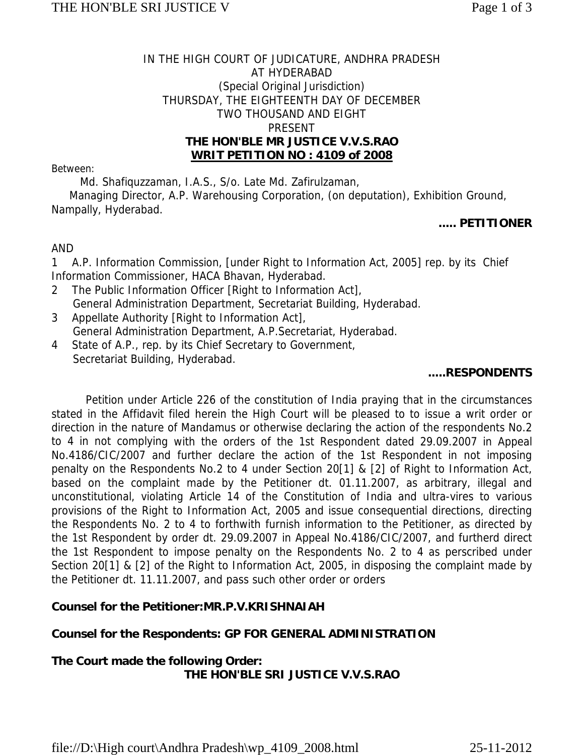IN THE HIGH COURT OF JUDICATURE, ANDHRA PRADESH
AT HYDERABAD
(Special Original Jurisdiction)
THURSDAY, THE EIGHTEENTH DAY OF DECEMBER
TWO THOUSAND AND EIGHT
PRESENT
**THE HON'BLE MR JUSTICE V.V.S.RAO**
**WRIT PETITION NO : 4109 of 2008**

Between:

Md. Shafiquzzaman, I.A.S., S/o. Late Md. Zafirulzaman,
Managing Director, A.P. Warehousing Corporation, (on deputation), Exhibition Ground, Nampally, Hyderabad.

**..... PETITIONER**

AND

1. A.P. Information Commission, [under Right to Information Act, 2005] rep. by its Chief Information Commissioner, HACA Bhavan, Hyderabad.
2. The Public Information Officer [Right to Information Act], General Administration Department, Secretariat Building, Hyderabad.
3. Appellate Authority [Right to Information Act], General Administration Department, A.P.Secretariat, Hyderabad.
4. State of A.P., rep. by its Chief Secretary to Government, Secretariat Building, Hyderabad.

**.....RESPONDENTS**

Petition under Article 226 of the constitution of India praying that in the circumstances stated in the Affidavit filed herein the High Court will be pleased to to issue a writ order or direction in the nature of Mandamus or otherwise declaring the action of the respondents No.2 to 4 in not complying with the orders of the 1st Respondent dated 29.09.2007 in Appeal No.4186/CIC/2007 and further declare the action of the 1st Respondent in not imposing penalty on the Respondents No.2 to 4 under Section 20[1] & [2] of Right to Information Act, based on the complaint made by the Petitioner dt. 01.11.2007, as arbitrary, illegal and unconstitutional, violating Article 14 of the Constitution of India and ultra-vires to various provisions of the Right to Information Act, 2005 and issue consequential directions, directing the Respondents No. 2 to 4 to forthwith furnish information to the Petitioner, as directed by the 1st Respondent by order dt. 29.09.2007 in Appeal No.4186/CIC/2007, and furtherd direct the 1st Respondent to impose penalty on the Respondents No. 2 to 4 as perscribed under Section 20[1] & [2] of the Right to Information Act, 2005, in disposing the complaint made by the Petitioner dt. 11.11.2007, and pass such other order or orders

**Counsel for the Petitioner:MR.P.V.KRISHNAIAH**

**Counsel for the Respondents: GP FOR GENERAL ADMINISTRATION**

**The Court made the following Order:**

**THE HON'BLE SRI JUSTICE V.V.S.RAO**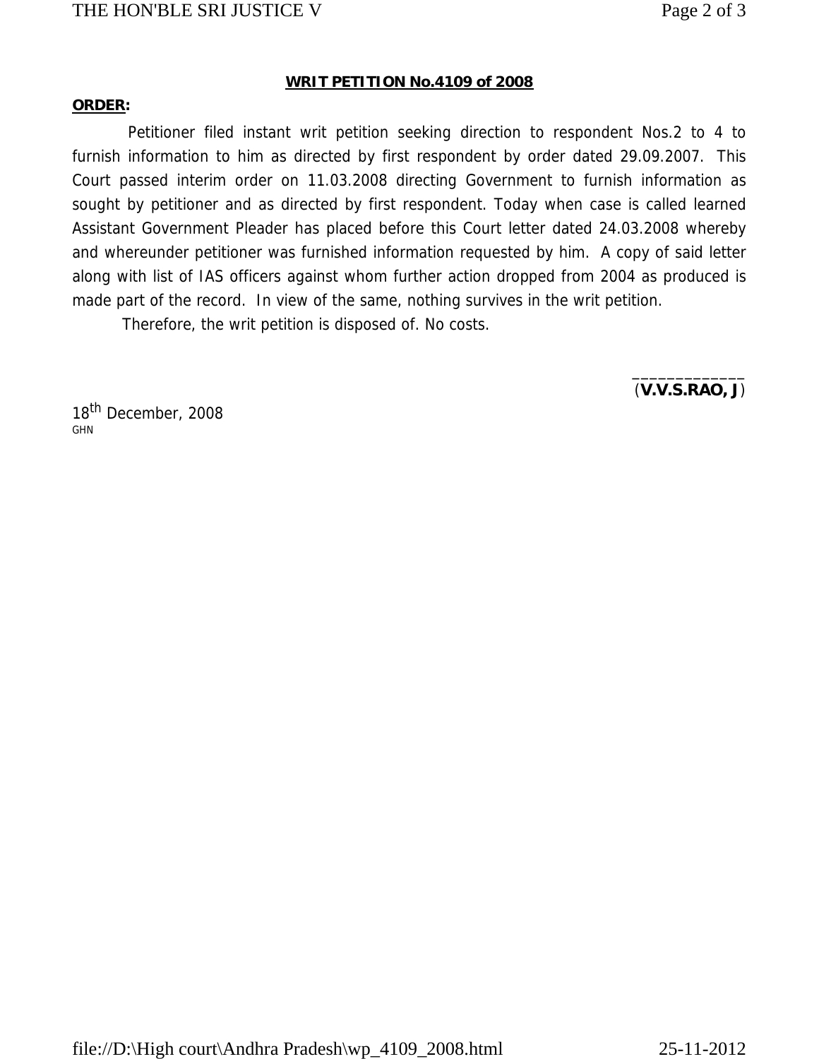**WRIT PETITION No.4109 of 2008**

**ORDER:**

Petitioner filed instant writ petition seeking direction to respondent Nos.2 to 4 to furnish information to him as directed by first respondent by order dated 29.09.2007. This Court passed interim order on 11.03.2008 directing Government to furnish information as sought by petitioner and as directed by first respondent. Today when case is called learned Assistant Government Pleader has placed before this Court letter dated 24.03.2008 whereby and whereunder petitioner was furnished information requested by him. A copy of said letter along with list of IAS officers against whom further action dropped from 2004 as produced is made part of the record. In view of the same, nothing survives in the writ petition.

Therefore, the writ petition is disposed of. No costs.

____________
(**V.V.S.RAO, J**)

18th December, 2008
GHN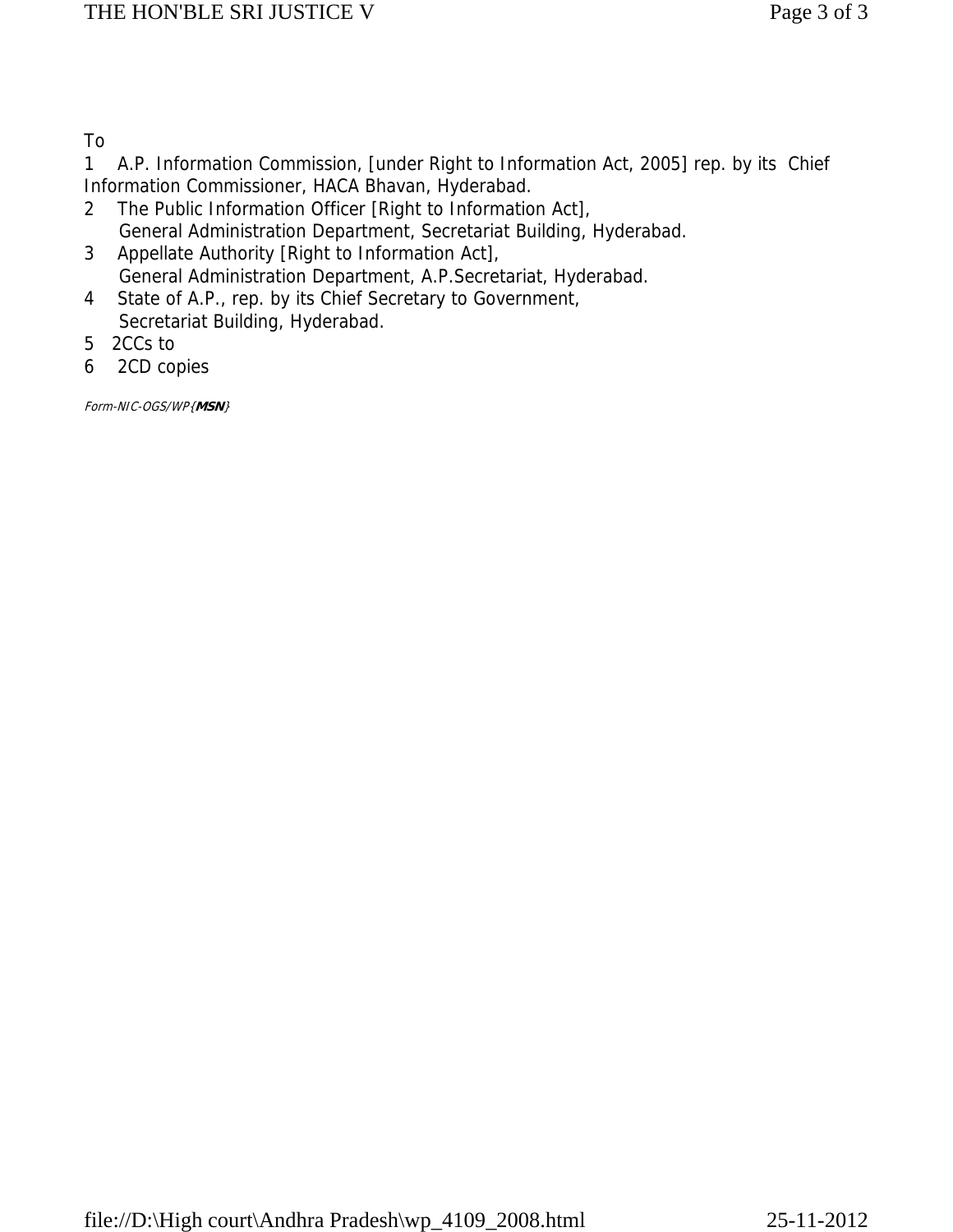To

1 A.P. Information Commission, [under Right to Information Act, 2005] rep. by its Chief Information Commissioner, HACA Bhavan, Hyderabad.
2 The Public Information Officer [Right to Information Act],
  General Administration Department, Secretariat Building, Hyderabad.
3 Appellate Authority [Right to Information Act],
  General Administration Department, A.P.Secretariat, Hyderabad.
4 State of A.P., rep. by its Chief Secretary to Government,
  Secretariat Building, Hyderabad.
5 2CCs to
6 2CD copies

*Form-NIC-OGS/WP{**MSN**}*